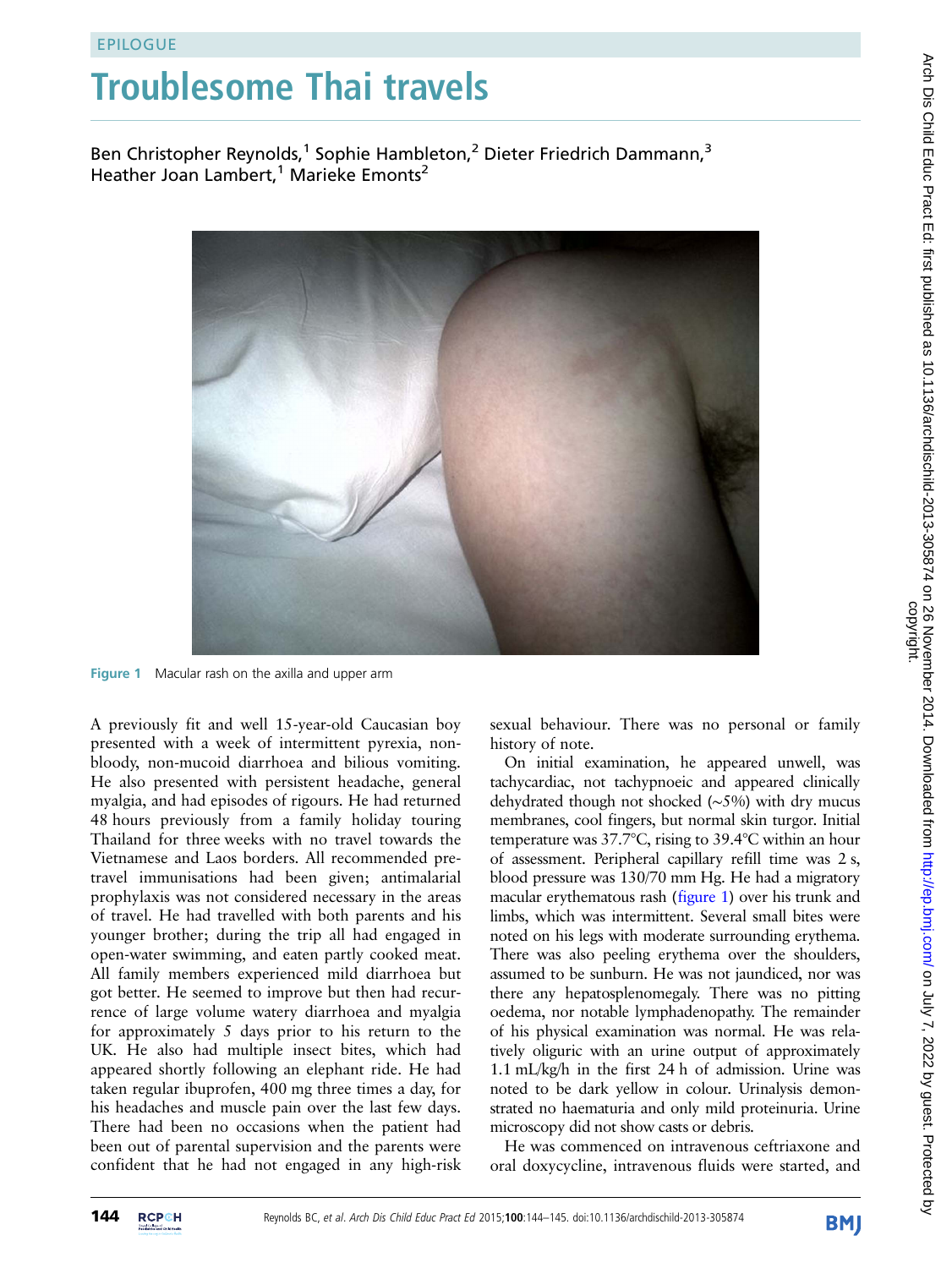EPILOGUE

# Troublesome Thai travels

Ben Christopher Reynolds,[1] Sophie Hambleton,[2] Dieter Friedrich Dammann,[3] Heather Joan Lambert,[1] Marieke Emonts[2]

Figure 1 Macular rash on the axilla and upper arm

A previously fit and well 15-year-old Caucasian boy presented with a week of intermittent pyrexia, non-bloody, non-mucoid diarrhoea and bilious vomiting. He also presented with persistent headache, general myalgia, and had episodes of rigours. He had returned 48 hours previously from a family holiday touring Thailand for three weeks with no travel towards the Vietnamese and Laos borders. All recommended pre-travel immunisations had been given; antimalarial prophylaxis was not considered necessary in the areas of travel. He had travelled with both parents and his younger brother; during the trip all had engaged in open-water swimming, and eaten partly cooked meat. All family members experienced mild diarrhoea but got better. He seemed to improve but then had recurrence of large volume watery diarrhoea and myalgia for approximately 5 days prior to his return to the UK. He also had multiple insect bites, which had appeared shortly following an elephant ride. He had taken regular ibuprofen, 400 mg three times a day, for his headaches and muscle pain over the last few days. There had been no occasions when the patient had been out of parental supervision and the parents were confident that he had not engaged in any high-risk sexual behaviour. There was no personal or family history of note.

On initial examination, he appeared unwell, was tachycardiac, not tachypnoeic and appeared clinically dehydrated though not shocked (~5%) with dry mucus membranes, cool fingers, but normal skin turgor. Initial temperature was 37.7°C, rising to 39.4°C within an hour of assessment. Peripheral capillary refill time was 2 s, blood pressure was 130/70 mm Hg. He had a migratory macular erythematous rash (figure 1) over his trunk and limbs, which was intermittent. Several small bites were noted on his legs with moderate surrounding erythema. There was also peeling erythema over the shoulders, assumed to be sunburn. He was not jaundiced, nor was there any hepatosplenomegaly. There was no pitting oedema, nor notable lymphadenopathy. The remainder of his physical examination was normal. He was relatively oliguric with an urine output of approximately 1.1 mL/kg/h in the first 24 h of admission. Urine was noted to be dark yellow in colour. Urinalysis demonstrated no haematuria and only mild proteinuria. Urine microscopy did not show casts or debris.

He was commenced on intravenous ceftriaxone and oral doxycycline, intravenous fluids were started, and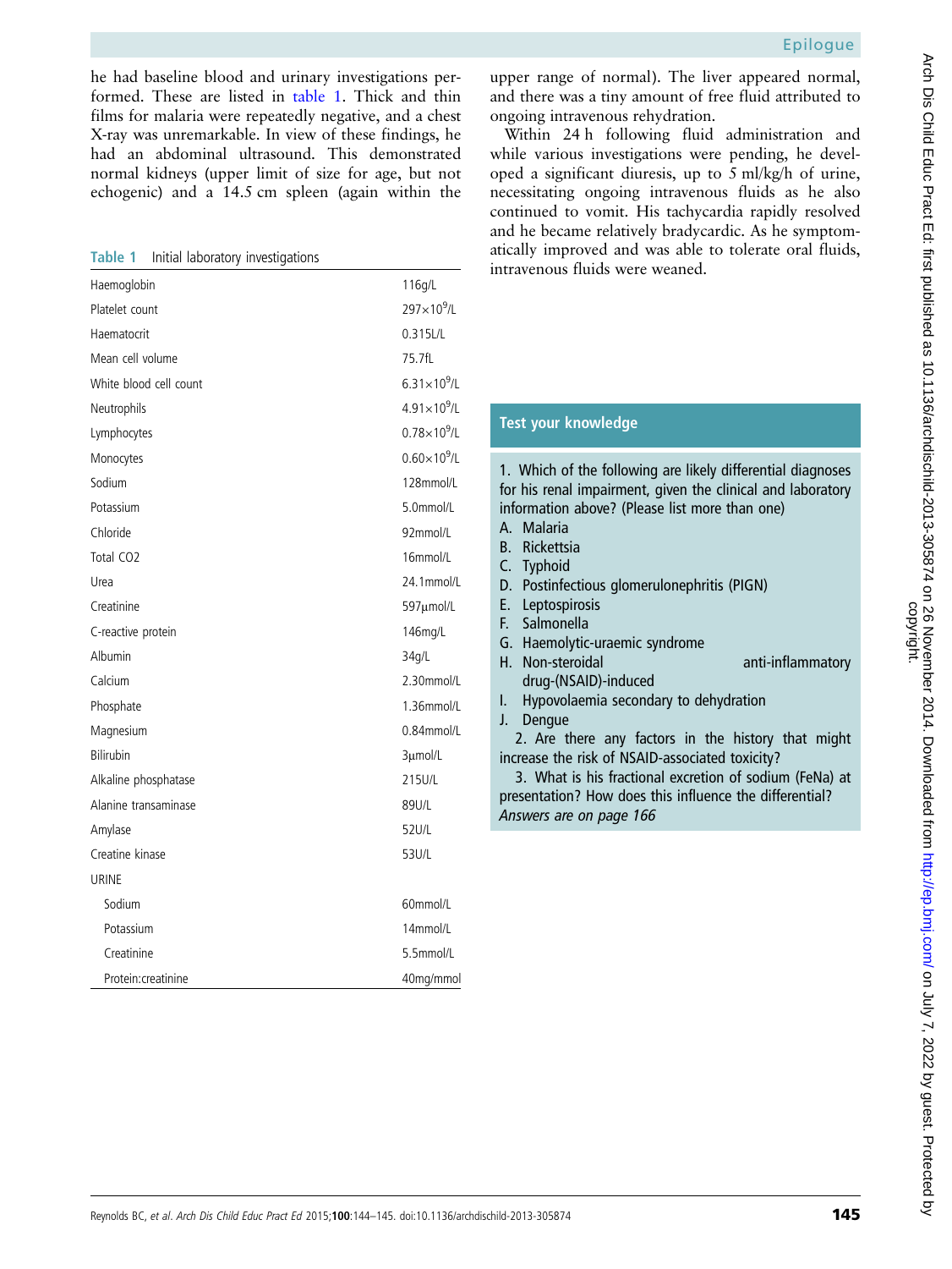he had baseline blood and urinary investigations performed. These are listed in table 1. Thick and thin films for malaria were repeatedly negative, and a chest X-ray was unremarkable. In view of these findings, he had an abdominal ultrasound. This demonstrated normal kidneys (upper limit of size for age, but not echogenic) and a 14.5 cm spleen (again within the upper range of normal). The liver appeared normal, and there was a tiny amount of free fluid attributed to ongoing intravenous rehydration.

Within 24 h following fluid administration and while various investigations were pending, he developed a significant diuresis, up to 5 ml/kg/h of urine, necessitating ongoing intravenous fluids as he also continued to vomit. His tachycardia rapidly resolved and he became relatively bradycardic. As he symptomatically improved and was able to tolerate oral fluids, intravenous fluids were weaned.

**Table 1** Initial laboratory investigations

| | |
|---|---|
| Haemoglobin | 116g/L |
| Platelet count | $297\times10^9$/L |
| Haematocrit | 0.315L/L |
| Mean cell volume | 75.7fL |
| White blood cell count | $6.31\times10^9$/L |
| Neutrophils | $4.91\times10^9$/L |
| Lymphocytes | $0.78\times10^9$/L |
| Monocytes | $0.60\times10^9$/L |
| Sodium | 128mmol/L |
| Potassium | 5.0mmol/L |
| Chloride | 92mmol/L |
| Total CO2 | 16mmol/L |
| Urea | 24.1mmol/L |
| Creatinine | 597μmol/L |
| C-reactive protein | 146mg/L |
| Albumin | 34g/L |
| Calcium | 2.30mmol/L |
| Phosphate | 1.36mmol/L |
| Magnesium | 0.84mmol/L |
| Bilirubin | 3μmol/L |
| Alkaline phosphatase | 215U/L |
| Alanine transaminase | 89U/L |
| Amylase | 52U/L |
| Creatine kinase | 53U/L |
| URINE | |
| Sodium | 60mmol/L |
| Potassium | 14mmol/L |
| Creatinine | 5.5mmol/L |
| Protein:creatinine | 40mg/mmol |

## Test your knowledge

1. Which of the following are likely differential diagnoses for his renal impairment, given the clinical and laboratory information above? (Please list more than one)
   A. Malaria
   B. Rickettsia
   C. Typhoid
   D. Postinfectious glomerulonephritis (PIGN)
   E. Leptospirosis
   F. Salmonella
   G. Haemolytic-uraemic syndrome
   H. Non-steroidal anti-inflammatory drug-(NSAID)-induced
   I. Hypovolaemia secondary to dehydration
   J. Dengue
2. Are there any factors in the history that might increase the risk of NSAID-associated toxicity?
3. What is his fractional excretion of sodium (FeNa) at presentation? How does this influence the differential?

*Answers are on page 166*